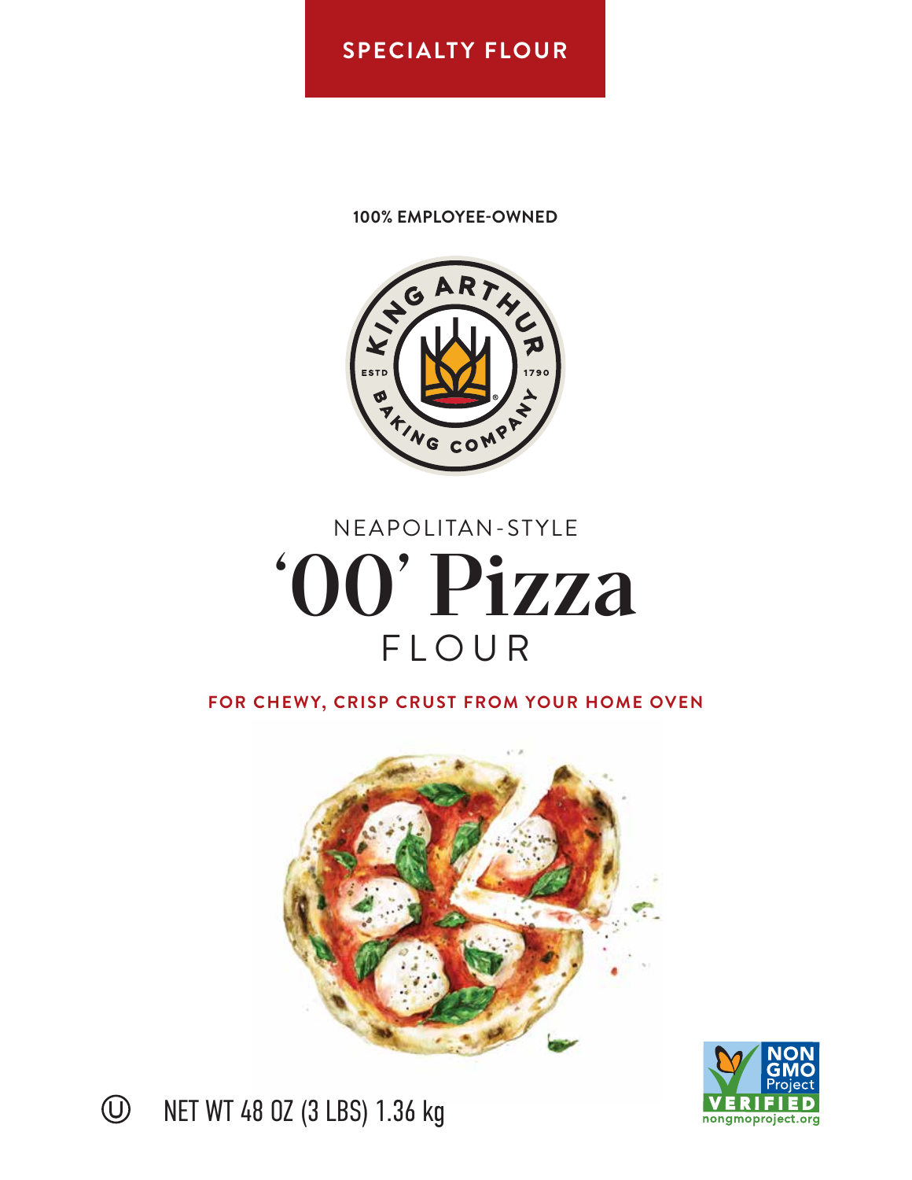**SPECIALTY FLOUR**

**100% EMPLOYEE-OWNED**

KING ARTHUR BAKING COMPANY
ESTD 1790

NEAPOLITAN-STYLE

# ‘00’ Pizza FLOUR

**FOR CHEWY, CRISP CRUST FROM YOUR HOME OVEN**

NON GMO Project VERIFIED
nongmoproject.org

Ⓤ NET WT 48 OZ (3 LBS) 1.36 kg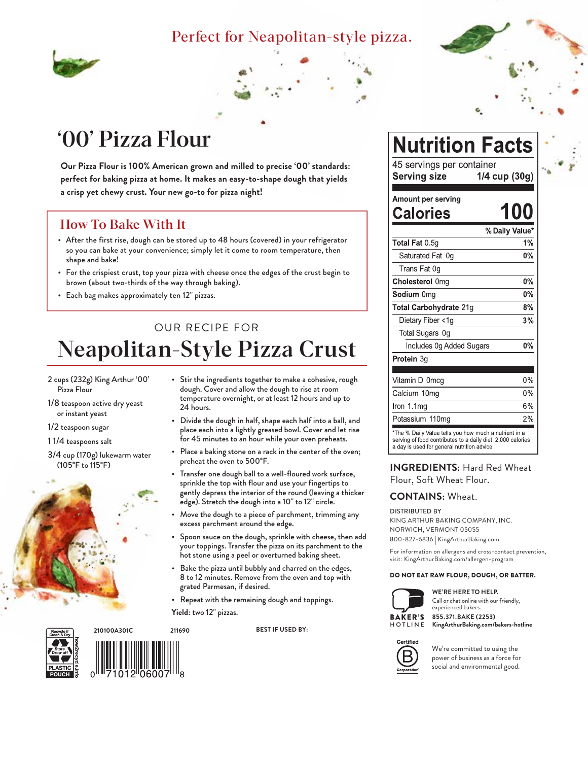Perfect for Neapolitan-style pizza.

# '00' Pizza Flour

**Our Pizza Flour is 100% American grown and milled to precise '00' standards: perfect for baking pizza at home. It makes an easy-to-shape dough that yields a crisp yet chewy crust. Your new go-to for pizza night!**

## How To Bake With It

- After the first rise, dough can be stored up to 48 hours (covered) in your refrigerator so you can bake at your convenience; simply let it come to room temperature, then shape and bake!
- For the crispiest crust, top your pizza with cheese once the edges of the crust begin to brown (about two-thirds of the way through baking).
- Each bag makes approximately ten 12" pizzas.

OUR RECIPE FOR

## Neapolitan-Style Pizza Crust

2 cups (232g) King Arthur '00' Pizza Flour

1/8 teaspoon active dry yeast or instant yeast

1/2 teaspoon sugar

1 1/4 teaspoons salt

3/4 cup (170g) lukewarm water (105°F to 115°F)

- Stir the ingredients together to make a cohesive, rough dough. Cover and allow the dough to rise at room temperature overnight, or at least 12 hours and up to 24 hours.
- Divide the dough in half, shape each half into a ball, and place each into a lightly greased bowl. Cover and let rise for 45 minutes to an hour while your oven preheats.
- Place a baking stone on a rack in the center of the oven; preheat the oven to 500°F.
- Transfer one dough ball to a well-floured work surface, sprinkle the top with flour and use your fingertips to gently depress the interior of the round (leaving a thicker edge). Stretch the dough into a 10" to 12" circle.
- Move the dough to a piece of parchment, trimming any excess parchment around the edge.
- Spoon sauce on the dough, sprinkle with cheese, then add your toppings. Transfer the pizza on its parchment to the hot stone using a peel or overturned baking sheet.
- Bake the pizza until bubbly and charred on the edges, 8 to 12 minutes. Remove from the oven and top with grated Parmesan, if desired.
- Repeat with the remaining dough and toppings.

**Yield:** two 12" pizzas.

Recycle if Clean & Dry · Store Drop-off · PLASTIC POUCH · how2recycle.info

210100A301C 211690 BEST IF USED BY:

0 71012 06007 8

# Nutrition Facts

45 servings per container

**Serving size 1/4 cup (30g)**

| | |
|---|---|
| Amount per serving | |
| **Calories** | **100** |
| | **% Daily Value*** |
| **Total Fat** 0.5g | **1%** |
| Saturated Fat 0g | **0%** |
| Trans Fat 0g | |
| **Cholesterol** 0mg | **0%** |
| **Sodium** 0mg | **0%** |
| **Total Carbohydrate** 21g | **8%** |
| Dietary Fiber <1g | **3%** |
| Total Sugars 0g | |
| Includes 0g Added Sugars | **0%** |
| **Protein** 3g | |
| Vitamin D 0mcg | 0% |
| Calcium 10mg | 0% |
| Iron 1.1mg | 6% |
| Potassium 110mg | 2% |

*The % Daily Value tells you how much a nutrient in a serving of food contributes to a daily diet. 2,000 calories a day is used for general nutrition advice.

**INGREDIENTS:** Hard Red Wheat Flour, Soft Wheat Flour.

**CONTAINS:** Wheat.

DISTRIBUTED BY
KING ARTHUR BAKING COMPANY, INC.
NORWICH, VERMONT 05055
800-827-6836 | KingArthurBaking.com

For information on allergens and cross-contact prevention, visit: KingArthurBaking.com/allergen-program

**DO NOT EAT RAW FLOUR, DOUGH, OR BATTER.**

BAKER'S HOTLINE

**WE'RE HERE TO HELP.**
Call or chat online with our friendly, experienced bakers.
**855.371.BAKE (2253)**
**KingArthurBaking.com/bakers-hotline**

Certified B Corporation

We're committed to using the power of business as a force for social and environmental good.